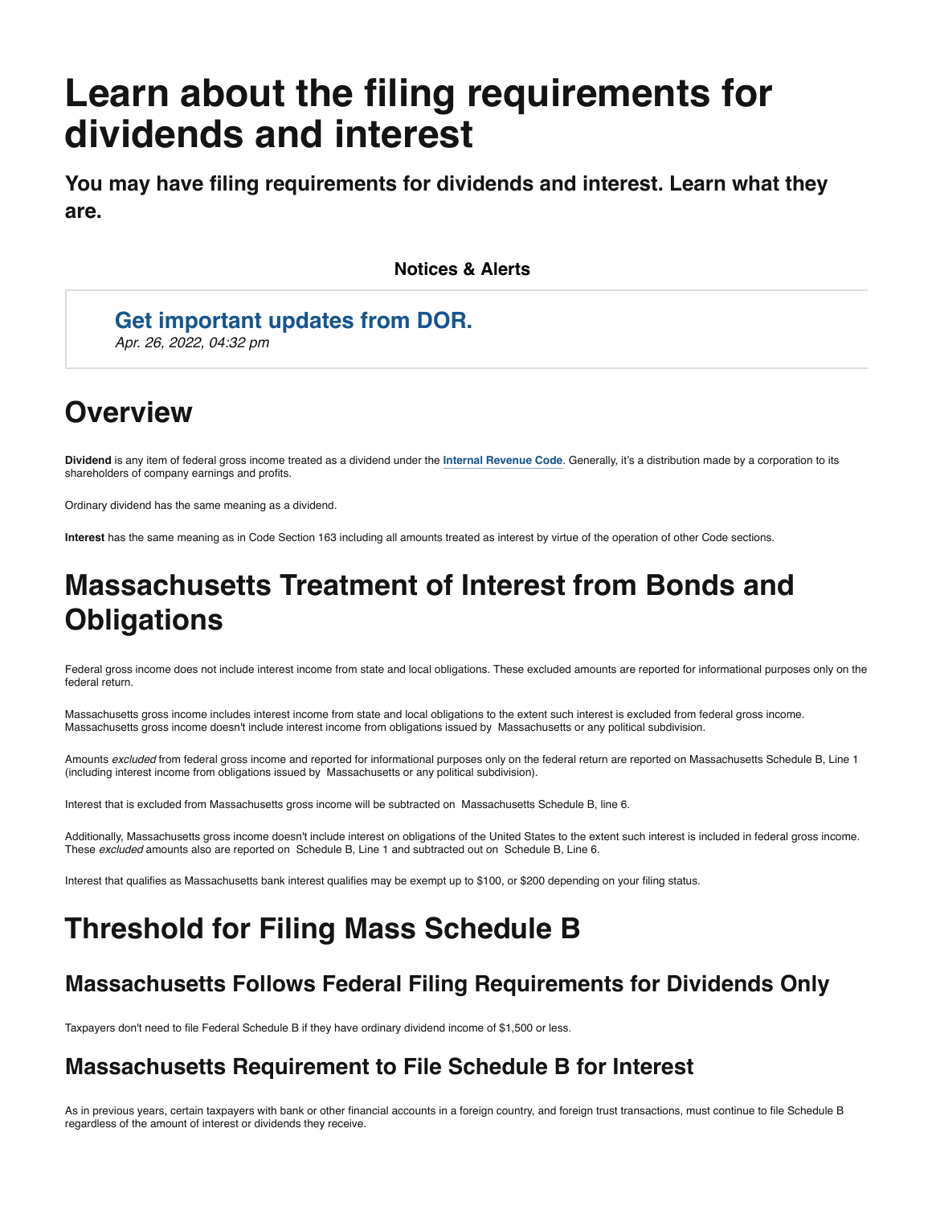# Learn about the filing requirements for dividends and interest

**You may have filing requirements for dividends and interest. Learn what they are.**

**Notices & Alerts**

**Get important updates from DOR.**
*Apr. 26, 2022, 04:32 pm*

# Overview

**Dividend** is any item of federal gross income treated as a dividend under the **Internal Revenue Code**. Generally, it's a distribution made by a corporation to its shareholders of company earnings and profits.

Ordinary dividend has the same meaning as a dividend.

**Interest** has the same meaning as in Code Section 163 including all amounts treated as interest by virtue of the operation of other Code sections.

# Massachusetts Treatment of Interest from Bonds and Obligations

Federal gross income does not include interest income from state and local obligations. These excluded amounts are reported for informational purposes only on the federal return.

Massachusetts gross income includes interest income from state and local obligations to the extent such interest is excluded from federal gross income. Massachusetts gross income doesn't include interest income from obligations issued by Massachusetts or any political subdivision.

Amounts *excluded* from federal gross income and reported for informational purposes only on the federal return are reported on Massachusetts Schedule B, Line 1 (including interest income from obligations issued by Massachusetts or any political subdivision).

Interest that is excluded from Massachusetts gross income will be subtracted on Massachusetts Schedule B, line 6.

Additionally, Massachusetts gross income doesn't include interest on obligations of the United States to the extent such interest is included in federal gross income. These *excluded* amounts also are reported on Schedule B, Line 1 and subtracted out on Schedule B, Line 6.

Interest that qualifies as Massachusetts bank interest qualifies may be exempt up to $100, or $200 depending on your filing status.

# Threshold for Filing Mass Schedule B

## Massachusetts Follows Federal Filing Requirements for Dividends Only

Taxpayers don't need to file Federal Schedule B if they have ordinary dividend income of $1,500 or less.

## Massachusetts Requirement to File Schedule B for Interest

As in previous years, certain taxpayers with bank or other financial accounts in a foreign country, and foreign trust transactions, must continue to file Schedule B regardless of the amount of interest or dividends they receive.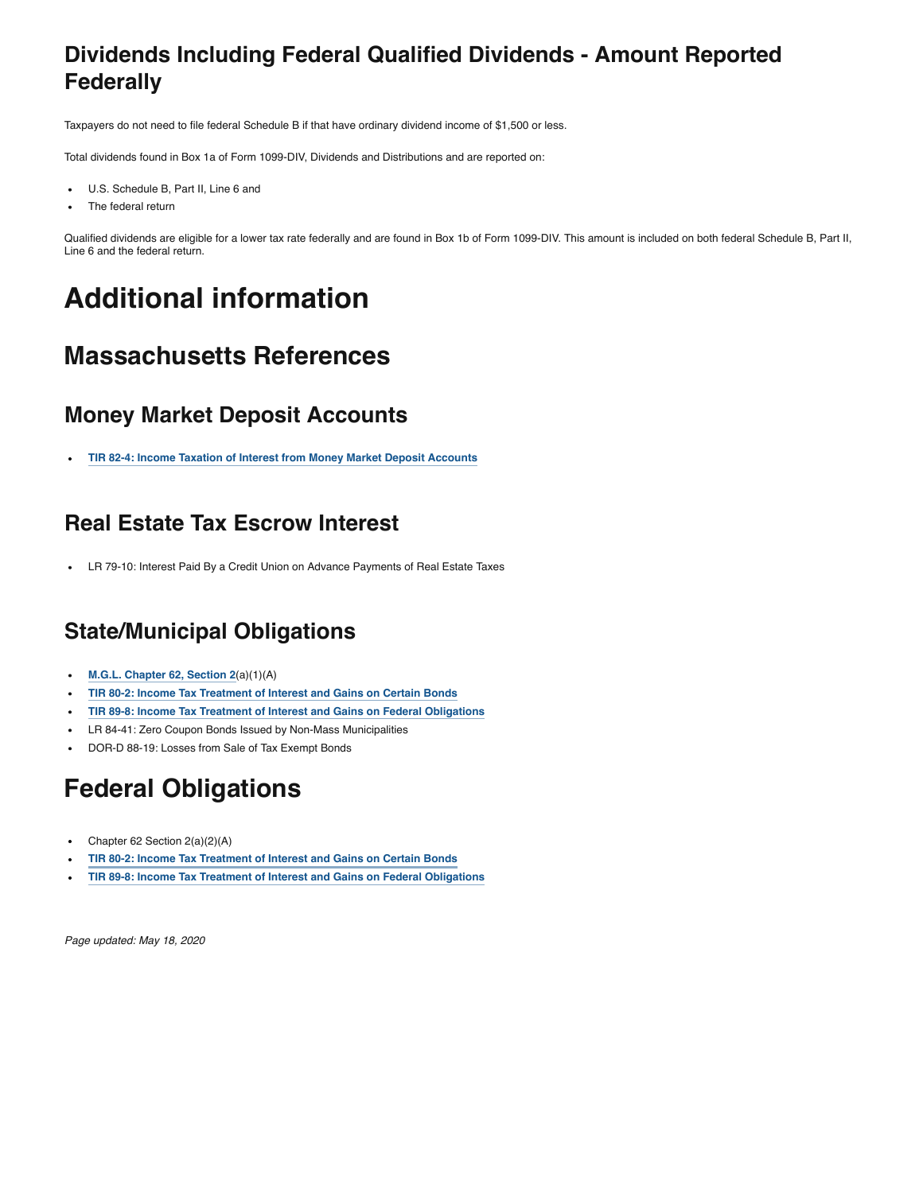### Dividends Including Federal Qualified Dividends - Amount Reported Federally

Taxpayers do not need to file federal Schedule B if that have ordinary dividend income of $1,500 or less.

Total dividends found in Box 1a of Form 1099-DIV, Dividends and Distributions and are reported on:

- U.S. Schedule B, Part II, Line 6 and
- The federal return

Qualified dividends are eligible for a lower tax rate federally and are found in Box 1b of Form 1099-DIV. This amount is included on both federal Schedule B, Part II, Line 6 and the federal return.

# Additional information

## Massachusetts References

### Money Market Deposit Accounts

- **TIR 82-4: Income Taxation of Interest from Money Market Deposit Accounts**

### Real Estate Tax Escrow Interest

- LR 79-10: Interest Paid By a Credit Union on Advance Payments of Real Estate Taxes

### State/Municipal Obligations

- **M.G.L. Chapter 62, Section 2**(a)(1)(A)
- **TIR 80-2: Income Tax Treatment of Interest and Gains on Certain Bonds**
- **TIR 89-8: Income Tax Treatment of Interest and Gains on Federal Obligations**
- LR 84-41: Zero Coupon Bonds Issued by Non-Mass Municipalities
- DOR-D 88-19: Losses from Sale of Tax Exempt Bonds

## Federal Obligations

- Chapter 62 Section 2(a)(2)(A)
- **TIR 80-2: Income Tax Treatment of Interest and Gains on Certain Bonds**
- **TIR 89-8: Income Tax Treatment of Interest and Gains on Federal Obligations**

*Page updated: May 18, 2020*